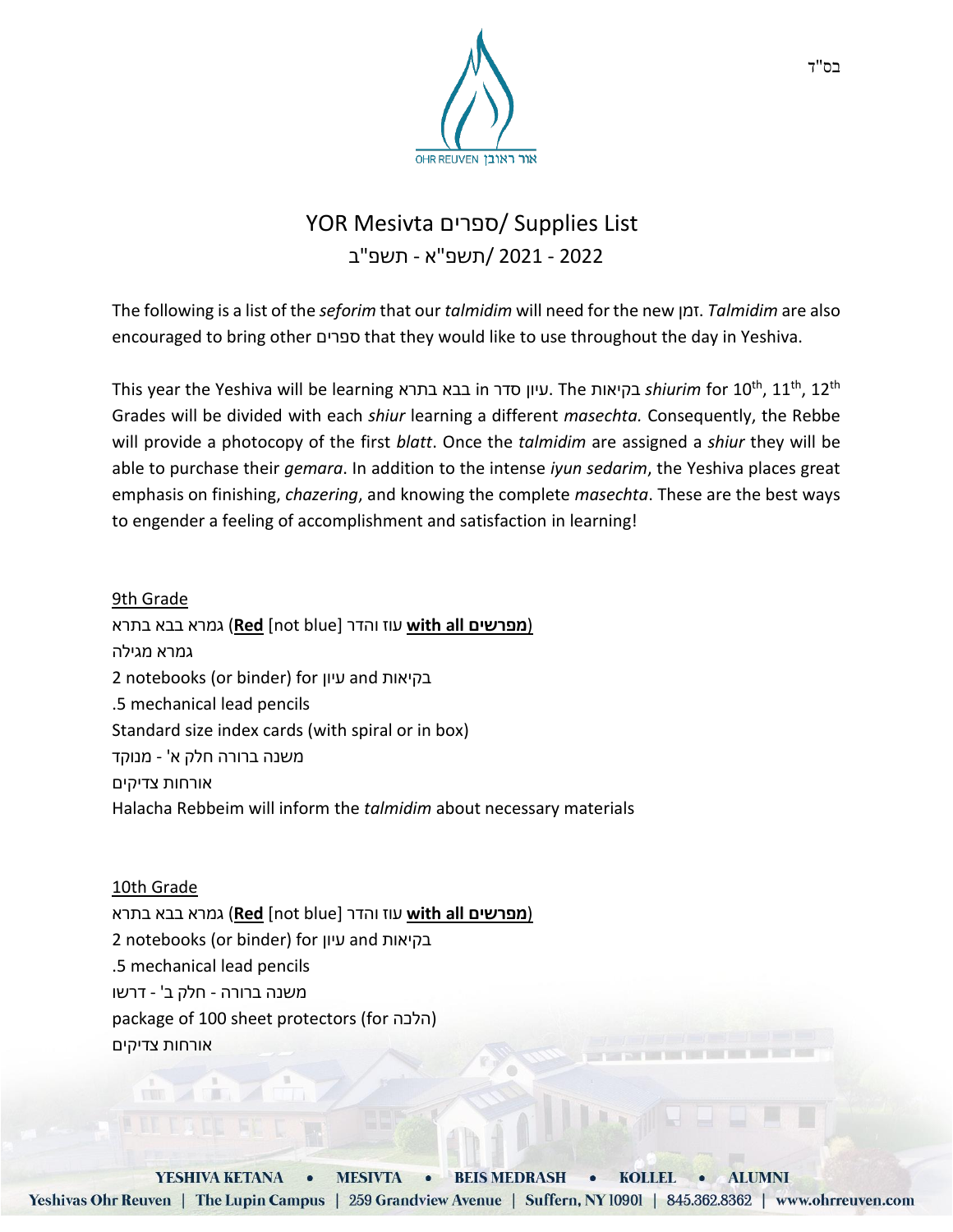בס"ד

# YOR Mesivta ספרים/ Supplies List

## 2021 - 2022/ תשפ"א - תשפ"ב

The following is a list of the *seforim* that our *talmidim* will need for the new זמן. *Talmidim* are also encouraged to bring other ספרים that they would like to use throughout the day in Yeshiva.

This year the Yeshiva will be learning בבא בתרא in עיון סדר. The בקיאות *shiurim* for 10th, 11th, 12th Grades will be divided with each *shiur* learning a different *masechta.* Consequently, the Rebbe will provide a photocopy of the first *blatt*. Once the *talmidim* are assigned a *shiur* they will be able to purchase their *gemara*. In addition to the intense *iyun sedarim*, the Yeshiva places great emphasis on finishing, *chazering*, and knowing the complete *masechta*. These are the best ways to engender a feeling of accomplishment and satisfaction in learning!

9th Grade

גמרא בבא בתרא (**Red** [not blue] עוז והדר **with all מפרשים**)
גמרא מגילה
2 notebooks (or binder) for עיון and בקיאות
.5 mechanical lead pencils
Standard size index cards (with spiral or in box)
משנה ברורה חלק א' - מנוקד
אורחות צדיקים
Halacha Rebbeim will inform the *talmidim* about necessary materials

10th Grade

גמרא בבא בתרא (**Red** [not blue] עוז והדר **with all מפרשים**)
2 notebooks (or binder) for עיון and בקיאות
.5 mechanical lead pencils
משנה ברורה - חלק ב' - דרשו
package of 100 sheet protectors (for הלכה)
אורחות צדיקים

YESHIVA KETANA • MESIVTA • BEIS MEDRASH • KOLLEL • ALUMNI
Yeshivas Ohr Reuven | The Lupin Campus | 259 Grandview Avenue | Suffern, NY 10901 | 845.362.8362 | www.ohrreuven.com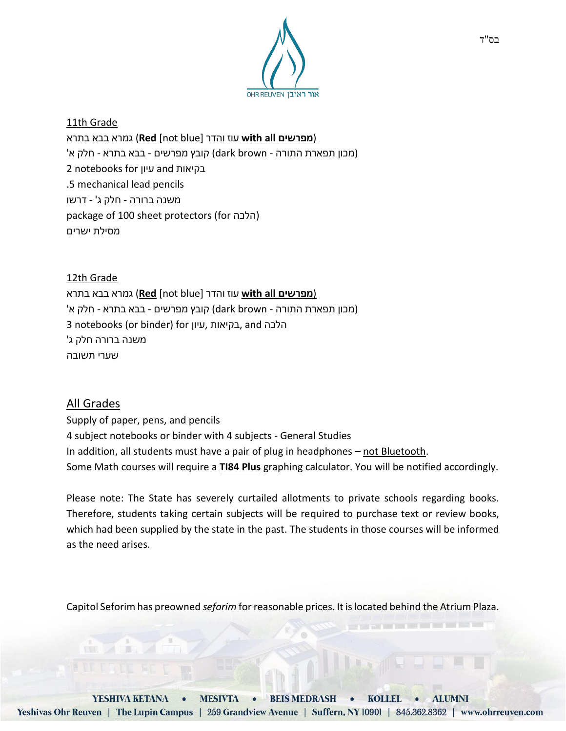בס"ד

11th Grade

גמרא בבא בתרא (**Red** [not blue] עוז והדר **with all מפרשים**)

(מכון תפארת התורה - dark brown) קובץ מפרשים - בבא בתרא - חלק א'

2 notebooks for עיון and בקיאות

.5 mechanical lead pencils

משנה ברורה - חלק ג' - דרשו

package of 100 sheet protectors (for הלכה)

מסילת ישרים

12th Grade

גמרא בבא בתרא (**Red** [not blue] עוז והדר **with all מפרשים**)

(מכון תפארת התורה - dark brown) קובץ מפרשים - בבא בתרא - חלק א'

3 notebooks (or binder) for עיון, בקיאות, and הלכה

משנה ברורה חלק ג'

שערי תשובה

## All Grades

Supply of paper, pens, and pencils

4 subject notebooks or binder with 4 subjects - General Studies

In addition, all students must have a pair of plug in headphones – not Bluetooth.

Some Math courses will require a **TI84 Plus** graphing calculator. You will be notified accordingly.

Please note: The State has severely curtailed allotments to private schools regarding books. Therefore, students taking certain subjects will be required to purchase text or review books, which had been supplied by the state in the past. The students in those courses will be informed as the need arises.

Capitol Seforim has preowned *seforim* for reasonable prices. It is located behind the Atrium Plaza.